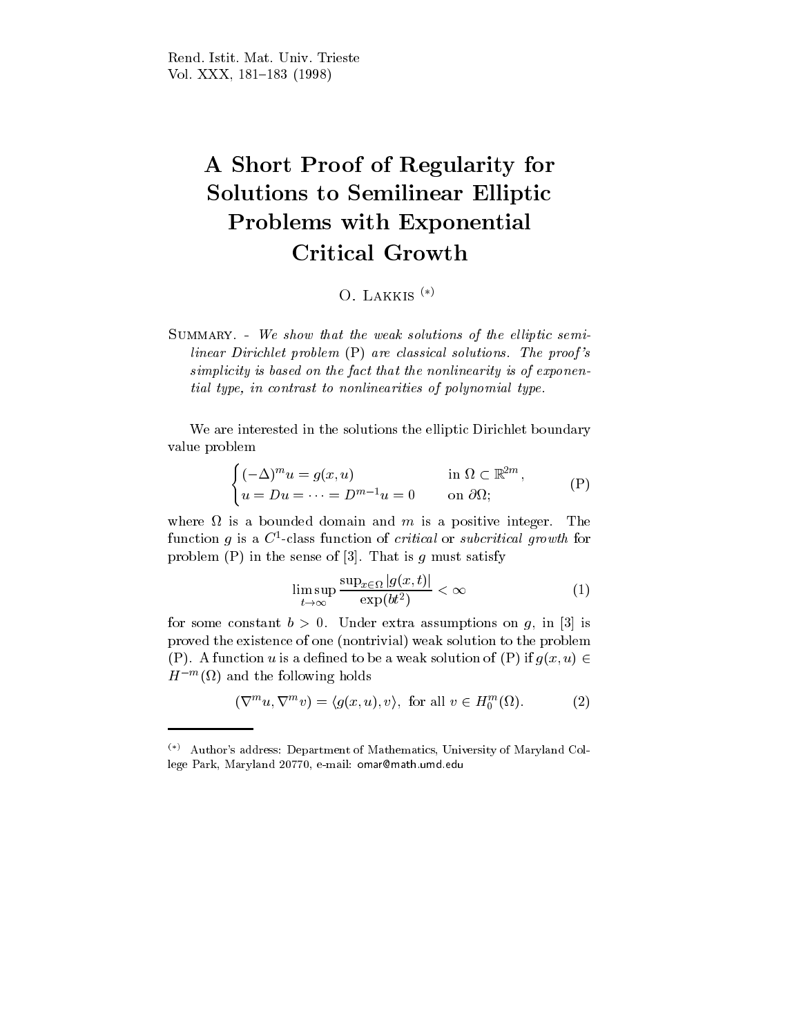# A Short Proof of Regularity for Solutions to Semilinear Elliptic Problems with Exponential Critical Growth

O. Lakkis [(*)]

Summary. - *We show that the weak solutions of the elliptic semilinear Dirichlet problem* (P) *are classical solutions. The proof's simplicity is based on the fact that the nonlinearity is of exponential type, in contrast to nonlinearities of polynomial type.*

We are interested in the solutions the elliptic Dirichlet boundary value problem

$$\begin{cases} (-\Delta)^m u = g(x,u) & \text{in } \Omega \subset \mathbb{R}^{2m}, \\ u = Du = \cdots = D^{m-1}u = 0 & \text{on } \partial\Omega; \end{cases} \tag{P}$$

where $\Omega$ is a bounded domain and $m$ is a positive integer. The function $g$ is a $C^1$-class function of *critical* or *subcritical growth* for problem (P) in the sense of [3]. That is $g$ must satisfy

$$\limsup_{t\to\infty} \frac{\sup_{x\in\Omega} |g(x,t)|}{\exp(bt^2)} < \infty \tag{1}$$

for some constant $b > 0$. Under extra assumptions on $g$, in [3] is proved the existence of one (nontrivial) weak solution to the problem (P). A function $u$ is a defined to be a weak solution of (P) if $g(x,u) \in H^{-m}(\Omega)$ and the following holds

$$(\nabla^m u, \nabla^m v) = \langle g(x,u), v \rangle, \text{ for all } v \in H_0^m(\Omega). \tag{2}$$

---

[(*)] Author's address: Department of Mathematics, University of Maryland College Park, Maryland 20770, e-mail: omar@math.umd.edu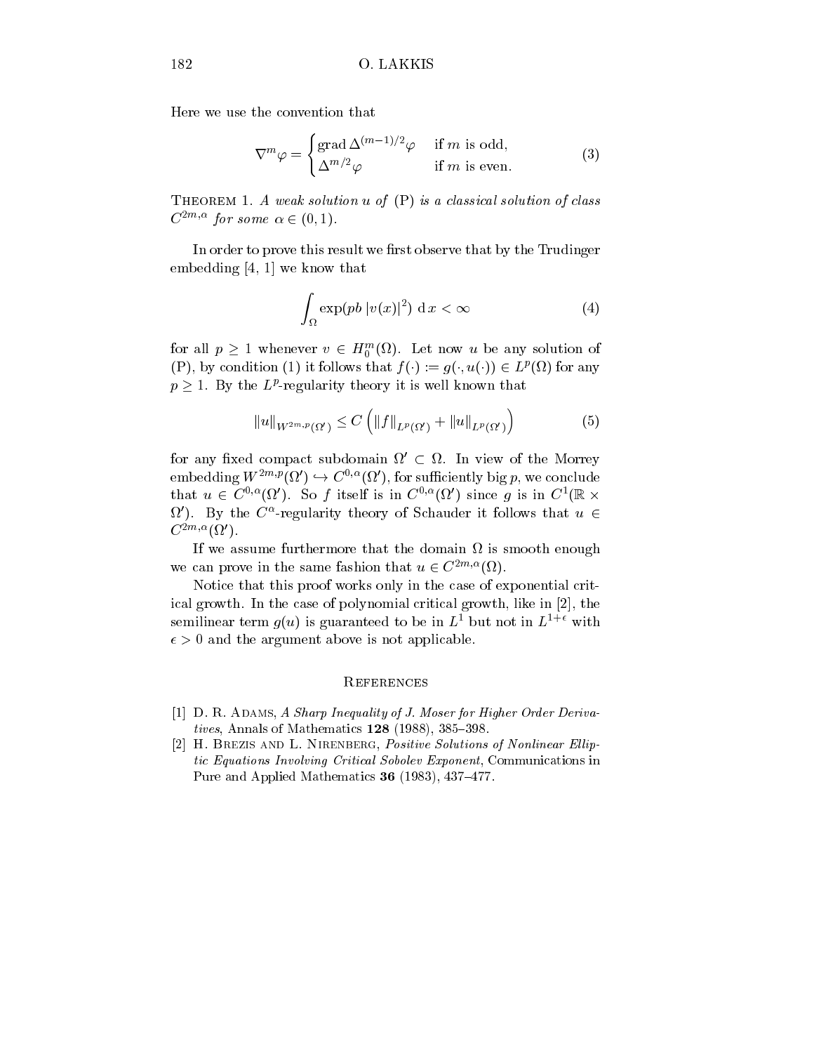Here we use the convention that

$$
\nabla^m \varphi = \begin{cases} \operatorname{grad} \Delta^{(m-1)/2} \varphi & \text{if } m \text{ is odd,} \\ \Delta^{m/2} \varphi & \text{if } m \text{ is even.} \end{cases} \tag{3}
$$

THEOREM 1. *A weak solution $u$ of (P) is a classical solution of class $C^{2m,\alpha}$ for some $\alpha \in (0,1)$.*

In order to prove this result we first observe that by the Trudinger embedding [4, 1] we know that

$$
\int_\Omega \exp(pb\, |v(x)|^2)\ \mathrm{d}\,x < \infty \tag{4}
$$

for all $p \geq 1$ whenever $v \in H_0^m(\Omega)$. Let now $u$ be any solution of (P), by condition (1) it follows that $f(\cdot) := g(\cdot, u(\cdot)) \in L^p(\Omega)$ for any $p \geq 1$. By the $L^p$-regularity theory it is well known that

$$
\|u\|_{W^{2m,p}(\Omega')} \leq C \left( \|f\|_{L^p(\Omega')} + \|u\|_{L^p(\Omega')} \right) \tag{5}
$$

for any fixed compact subdomain $\Omega' \subset \Omega$. In view of the Morrey embedding $W^{2m,p}(\Omega') \hookrightarrow C^{0,\alpha}(\Omega')$, for sufficiently big $p$, we conclude that $u \in C^{0,\alpha}(\Omega')$. So $f$ itself is in $C^{0,\alpha}(\Omega')$ since $g$ is in $C^1(\mathbb{R} \times \Omega')$. By the $C^\alpha$-regularity theory of Schauder it follows that $u \in C^{2m,\alpha}(\Omega')$.

If we assume furthermore that the domain $\Omega$ is smooth enough we can prove in the same fashion that $u \in C^{2m,\alpha}(\Omega)$.

Notice that this proof works only in the case of exponential critical growth. In the case of polynomial critical growth, like in [2], the semilinear term $g(u)$ is guaranteed to be in $L^1$ but not in $L^{1+\epsilon}$ with $\epsilon > 0$ and the argument above is not applicable.

## REFERENCES

[1] D. R. ADAMS, *A Sharp Inequality of J. Moser for Higher Order Derivatives*, Annals of Mathematics **128** (1988), 385–398.

[2] H. BREZIS AND L. NIRENBERG, *Positive Solutions of Nonlinear Elliptic Equations Involving Critical Sobolev Exponent*, Communications in Pure and Applied Mathematics **36** (1983), 437–477.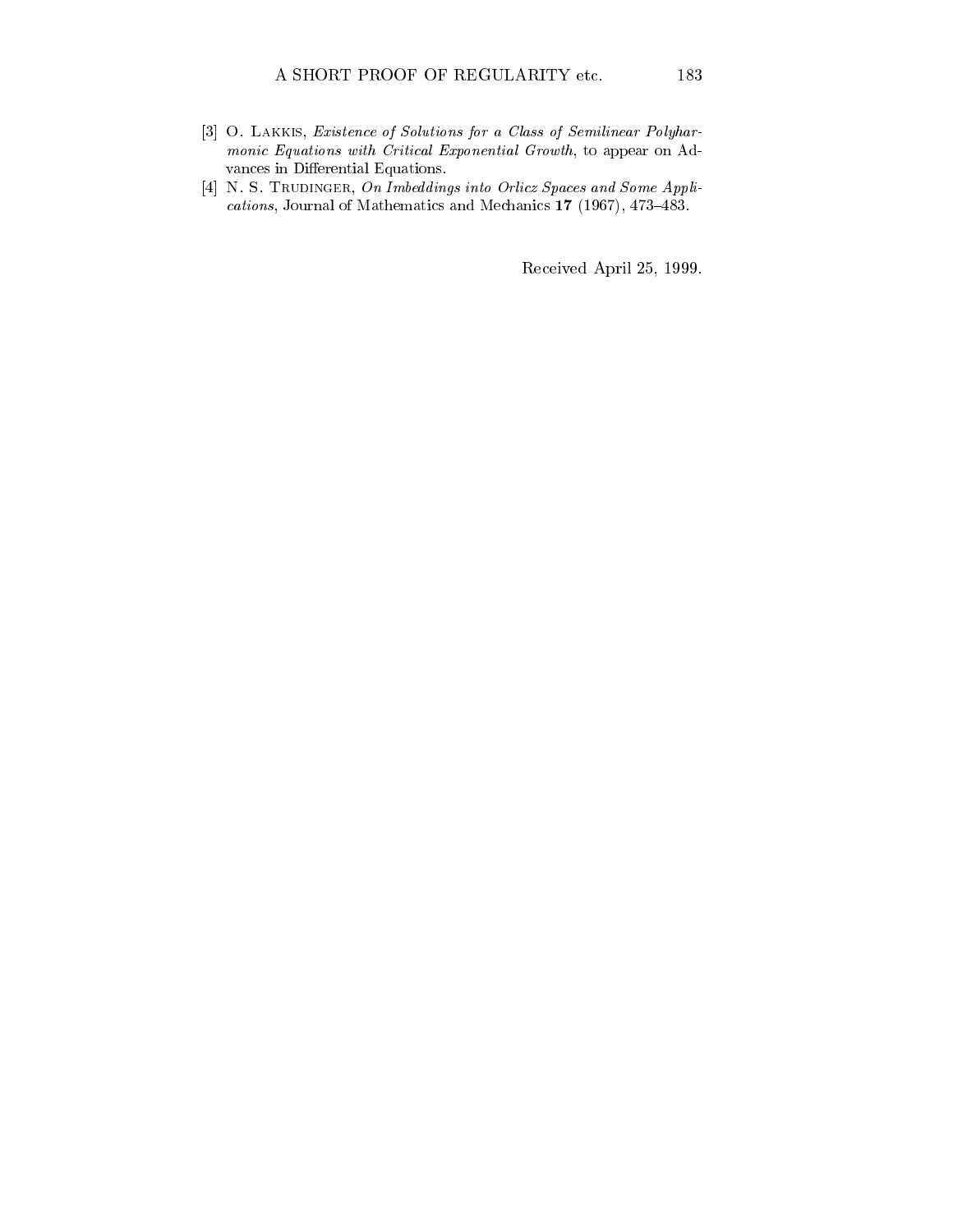[3] O. Lakkis, *Existence of Solutions for a Class of Semilinear Polyharmonic Equations with Critical Exponential Growth*, to appear on Advances in Differential Equations.

[4] N. S. Trudinger, *On Imbeddings into Orlicz Spaces and Some Applications*, Journal of Mathematics and Mechanics **17** (1967), 473–483.

Received April 25, 1999.